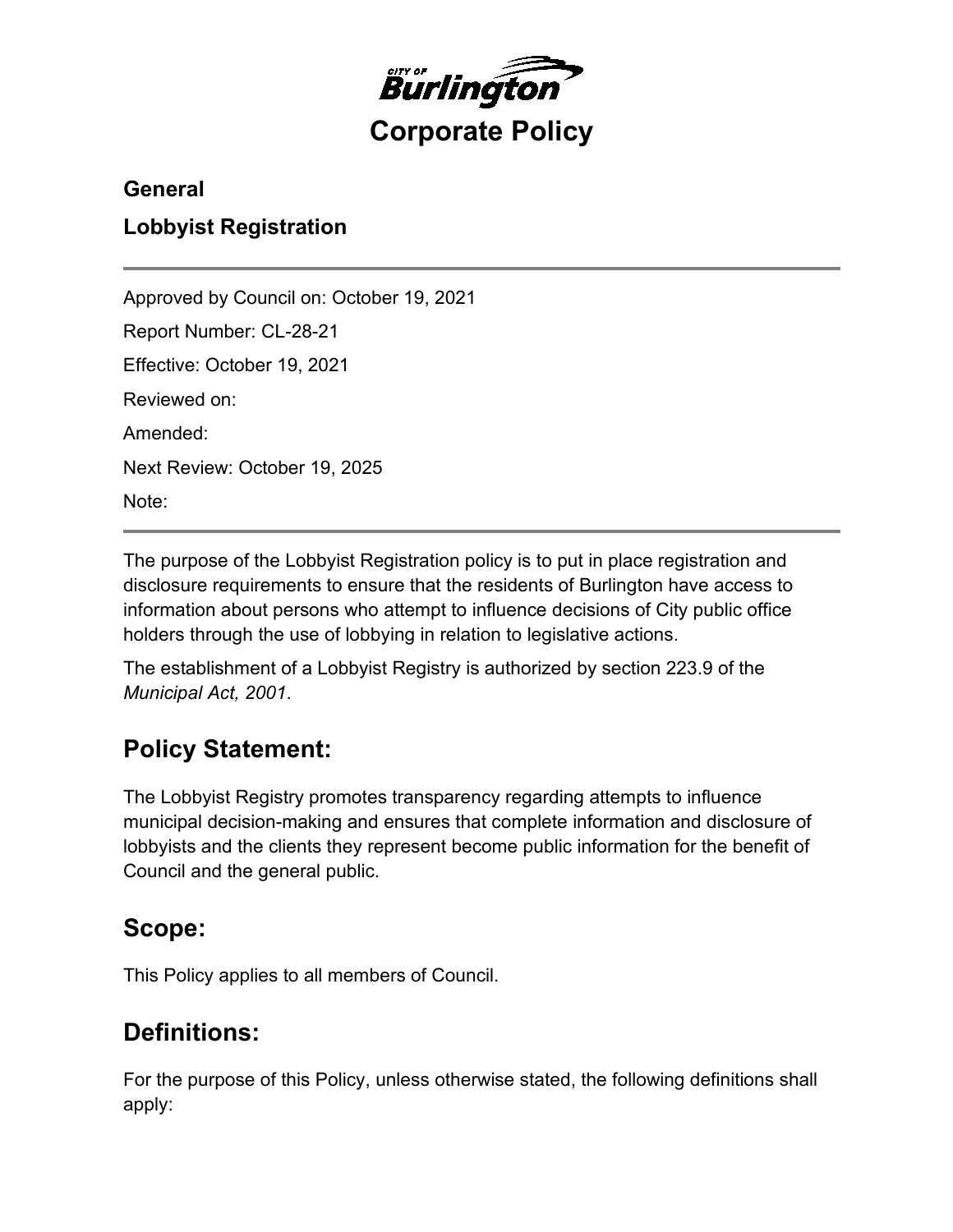# Corporate Policy

## General

## Lobbyist Registration

---

Approved by Council on: October 19, 2021

Report Number: CL-28-21

Effective: October 19, 2021

Reviewed on:

Amended:

Next Review: October 19, 2025

Note:

---

The purpose of the Lobbyist Registration policy is to put in place registration and disclosure requirements to ensure that the residents of Burlington have access to information about persons who attempt to influence decisions of City public office holders through the use of lobbying in relation to legislative actions.

The establishment of a Lobbyist Registry is authorized by section 223.9 of the *Municipal Act, 2001*.

## Policy Statement:

The Lobbyist Registry promotes transparency regarding attempts to influence municipal decision-making and ensures that complete information and disclosure of lobbyists and the clients they represent become public information for the benefit of Council and the general public.

## Scope:

This Policy applies to all members of Council.

## Definitions:

For the purpose of this Policy, unless otherwise stated, the following definitions shall apply: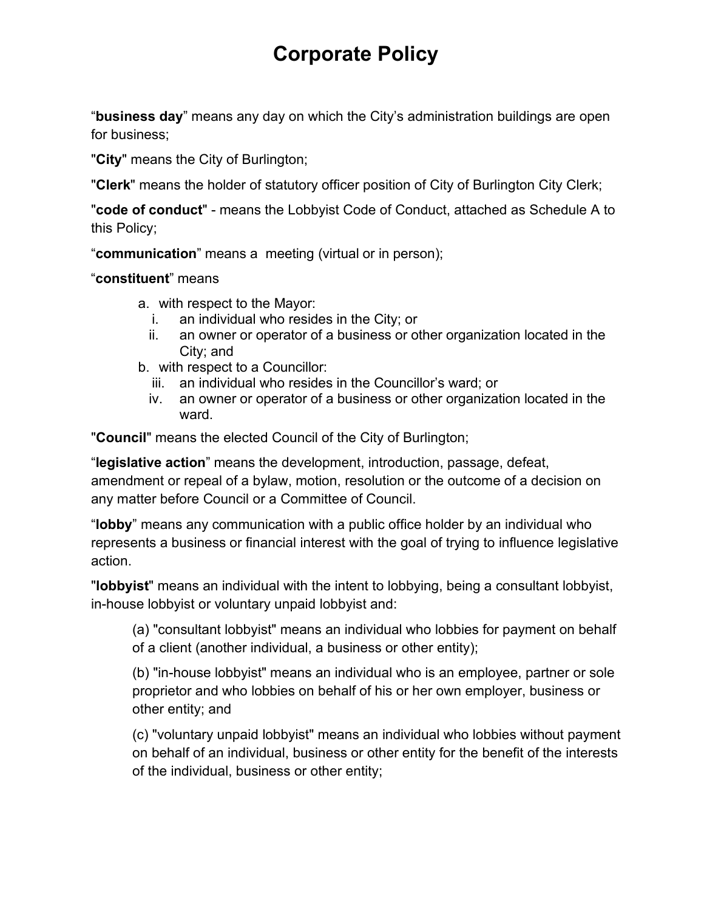# Corporate Policy

"**business day**" means any day on which the City's administration buildings are open for business;

"**City**" means the City of Burlington;

"**Clerk**" means the holder of statutory officer position of City of Burlington City Clerk;

"**code of conduct**" - means the Lobbyist Code of Conduct, attached as Schedule A to this Policy;

"**communication**" means a meeting (virtual or in person);

"**constituent**" means

a. with respect to the Mayor:
   i. an individual who resides in the City; or
   ii. an owner or operator of a business or other organization located in the City; and
b. with respect to a Councillor:
   iii. an individual who resides in the Councillor's ward; or
   iv. an owner or operator of a business or other organization located in the ward.

"**Council**" means the elected Council of the City of Burlington;

"**legislative action**" means the development, introduction, passage, defeat, amendment or repeal of a bylaw, motion, resolution or the outcome of a decision on any matter before Council or a Committee of Council.

"**lobby**" means any communication with a public office holder by an individual who represents a business or financial interest with the goal of trying to influence legislative action.

"**lobbyist**" means an individual with the intent to lobbying, being a consultant lobbyist, in-house lobbyist or voluntary unpaid lobbyist and:

(a) "consultant lobbyist" means an individual who lobbies for payment on behalf of a client (another individual, a business or other entity);

(b) "in-house lobbyist" means an individual who is an employee, partner or sole proprietor and who lobbies on behalf of his or her own employer, business or other entity; and

(c) "voluntary unpaid lobbyist" means an individual who lobbies without payment on behalf of an individual, business or other entity for the benefit of the interests of the individual, business or other entity;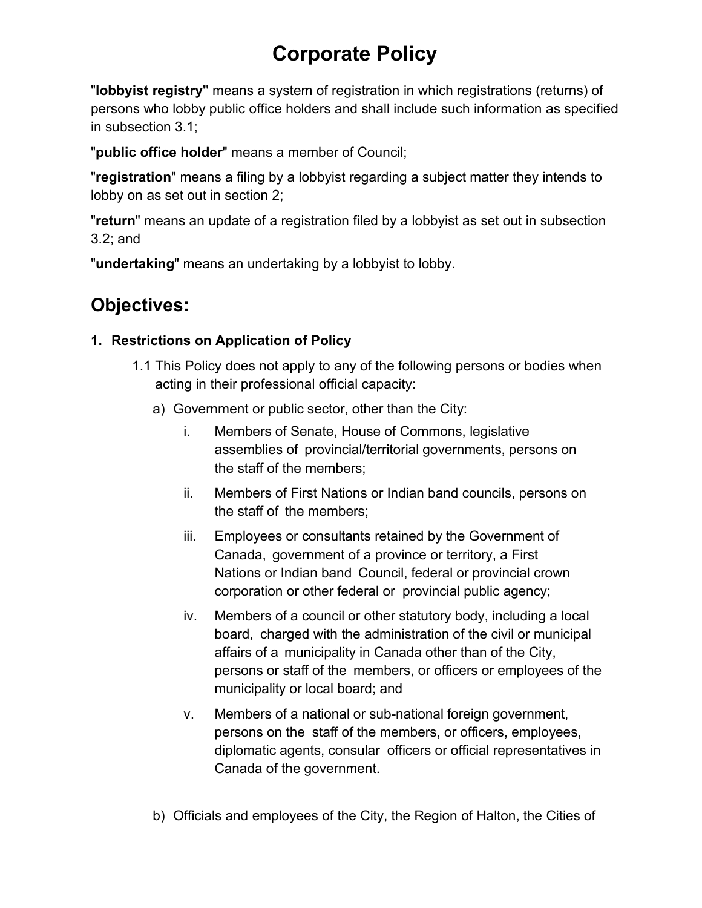# Corporate Policy

"**lobbyist registry"** means a system of registration in which registrations (returns) of persons who lobby public office holders and shall include such information as specified in subsection 3.1;

"**public office holder**" means a member of Council;

"**registration**" means a filing by a lobbyist regarding a subject matter they intends to lobby on as set out in section 2;

"**return**" means an update of a registration filed by a lobbyist as set out in subsection 3.2; and

"**undertaking**" means an undertaking by a lobbyist to lobby.

## Objectives:

### 1. Restrictions on Application of Policy

1.1 This Policy does not apply to any of the following persons or bodies when acting in their professional official capacity:

a) Government or public sector, other than the City:

i. Members of Senate, House of Commons, legislative assemblies of provincial/territorial governments, persons on the staff of the members;

ii. Members of First Nations or Indian band councils, persons on the staff of the members;

iii. Employees or consultants retained by the Government of Canada, government of a province or territory, a First Nations or Indian band Council, federal or provincial crown corporation or other federal or provincial public agency;

iv. Members of a council or other statutory body, including a local board, charged with the administration of the civil or municipal affairs of a municipality in Canada other than of the City, persons or staff of the members, or officers or employees of the municipality or local board; and

v. Members of a national or sub-national foreign government, persons on the staff of the members, or officers, employees, diplomatic agents, consular officers or official representatives in Canada of the government.

b) Officials and employees of the City, the Region of Halton, the Cities of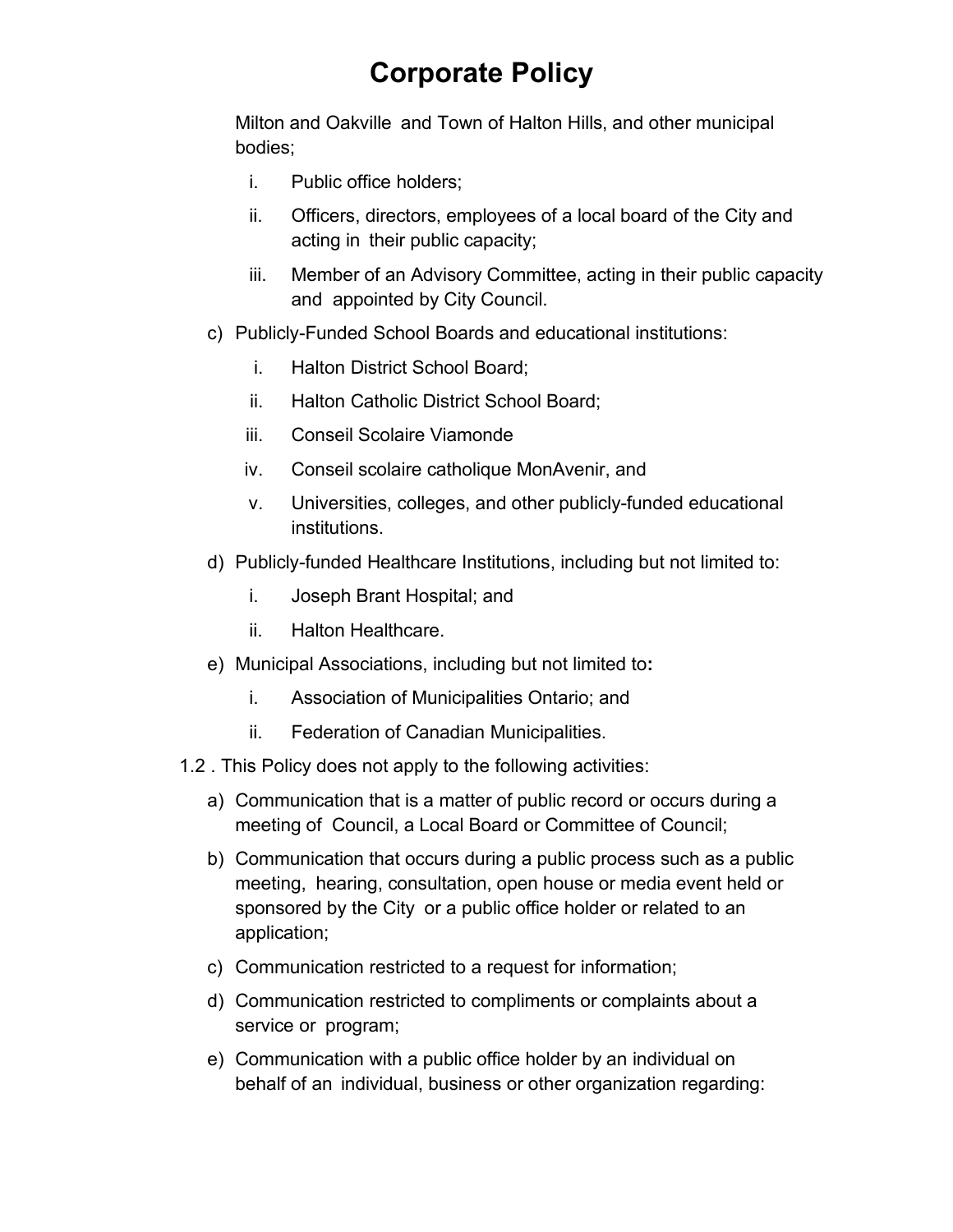# Corporate Policy

Milton and Oakville and Town of Halton Hills, and other municipal bodies;

i. Public office holders;

ii. Officers, directors, employees of a local board of the City and acting in their public capacity;

iii. Member of an Advisory Committee, acting in their public capacity and appointed by City Council.

c) Publicly-Funded School Boards and educational institutions:

i. Halton District School Board;

ii. Halton Catholic District School Board;

iii. Conseil Scolaire Viamonde

iv. Conseil scolaire catholique MonAvenir, and

v. Universities, colleges, and other publicly-funded educational institutions.

d) Publicly-funded Healthcare Institutions, including but not limited to:

i. Joseph Brant Hospital; and

ii. Halton Healthcare.

e) Municipal Associations, including but not limited to**:**

i. Association of Municipalities Ontario; and

ii. Federation of Canadian Municipalities.

1.2 . This Policy does not apply to the following activities:

a) Communication that is a matter of public record or occurs during a meeting of Council, a Local Board or Committee of Council;

b) Communication that occurs during a public process such as a public meeting, hearing, consultation, open house or media event held or sponsored by the City or a public office holder or related to an application;

c) Communication restricted to a request for information;

d) Communication restricted to compliments or complaints about a service or program;

e) Communication with a public office holder by an individual on behalf of an individual, business or other organization regarding: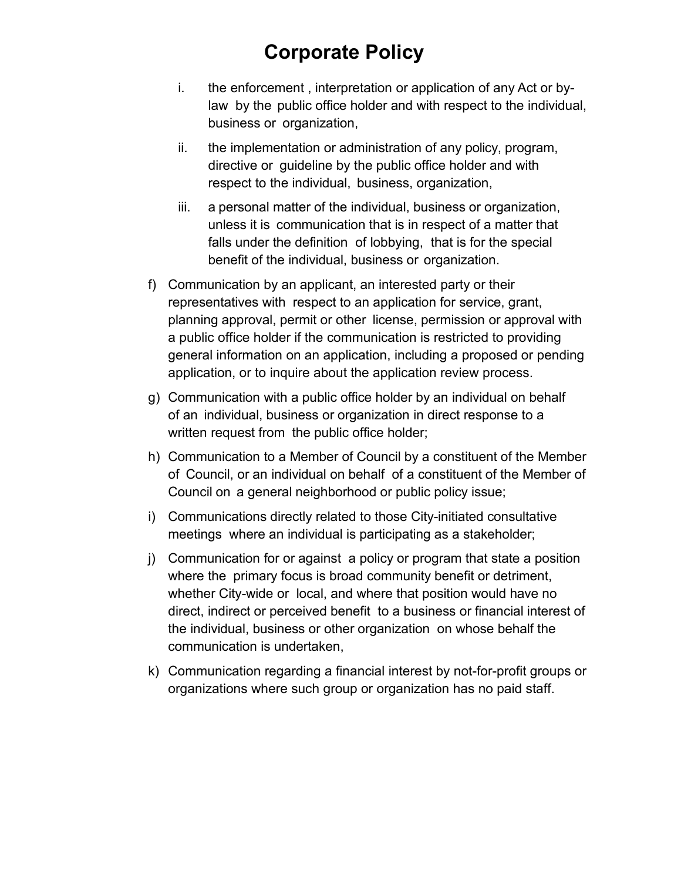# Corporate Policy

i. the enforcement , interpretation or application of any Act or by-law by the public office holder and with respect to the individual, business or organization,

ii. the implementation or administration of any policy, program, directive or guideline by the public office holder and with respect to the individual, business, organization,

iii. a personal matter of the individual, business or organization, unless it is communication that is in respect of a matter that falls under the definition of lobbying, that is for the special benefit of the individual, business or organization.

f) Communication by an applicant, an interested party or their representatives with respect to an application for service, grant, planning approval, permit or other license, permission or approval with a public office holder if the communication is restricted to providing general information on an application, including a proposed or pending application, or to inquire about the application review process.

g) Communication with a public office holder by an individual on behalf of an individual, business or organization in direct response to a written request from the public office holder;

h) Communication to a Member of Council by a constituent of the Member of Council, or an individual on behalf of a constituent of the Member of Council on a general neighborhood or public policy issue;

i) Communications directly related to those City-initiated consultative meetings where an individual is participating as a stakeholder;

j) Communication for or against a policy or program that state a position where the primary focus is broad community benefit or detriment, whether City-wide or local, and where that position would have no direct, indirect or perceived benefit to a business or financial interest of the individual, business or other organization on whose behalf the communication is undertaken,

k) Communication regarding a financial interest by not-for-profit groups or organizations where such group or organization has no paid staff.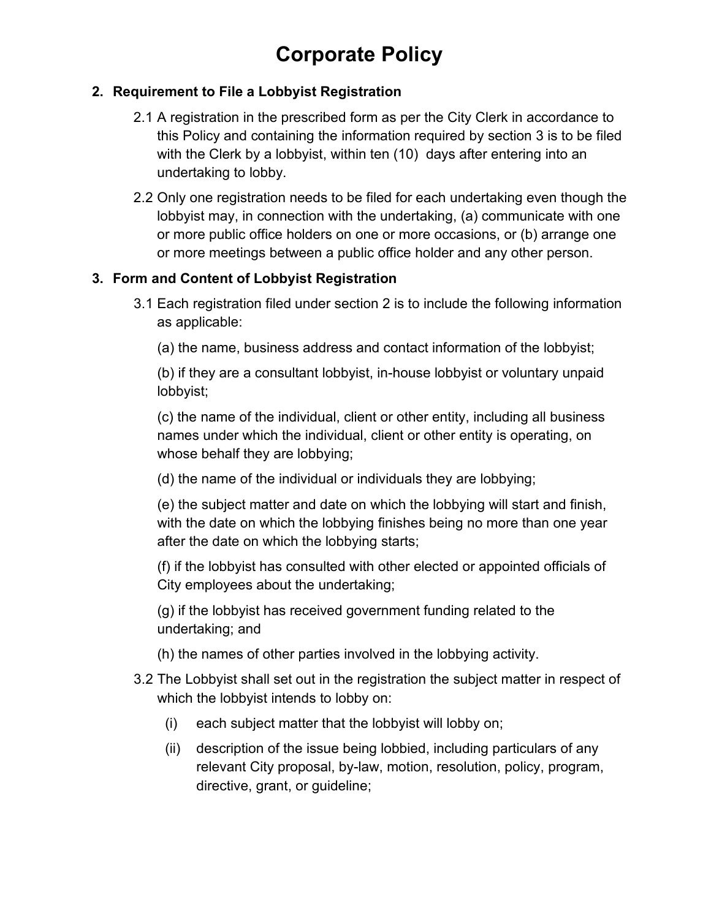# Corporate Policy

## 2. Requirement to File a Lobbyist Registration

2.1 A registration in the prescribed form as per the City Clerk in accordance to this Policy and containing the information required by section 3 is to be filed with the Clerk by a lobbyist, within ten (10) days after entering into an undertaking to lobby.

2.2 Only one registration needs to be filed for each undertaking even though the lobbyist may, in connection with the undertaking, (a) communicate with one or more public office holders on one or more occasions, or (b) arrange one or more meetings between a public office holder and any other person.

## 3. Form and Content of Lobbyist Registration

3.1 Each registration filed under section 2 is to include the following information as applicable:

(a) the name, business address and contact information of the lobbyist;

(b) if they are a consultant lobbyist, in-house lobbyist or voluntary unpaid lobbyist;

(c) the name of the individual, client or other entity, including all business names under which the individual, client or other entity is operating, on whose behalf they are lobbying;

(d) the name of the individual or individuals they are lobbying;

(e) the subject matter and date on which the lobbying will start and finish, with the date on which the lobbying finishes being no more than one year after the date on which the lobbying starts;

(f) if the lobbyist has consulted with other elected or appointed officials of City employees about the undertaking;

(g) if the lobbyist has received government funding related to the undertaking; and

(h) the names of other parties involved in the lobbying activity.

3.2 The Lobbyist shall set out in the registration the subject matter in respect of which the lobbyist intends to lobby on:

(i) each subject matter that the lobbyist will lobby on;

(ii) description of the issue being lobbied, including particulars of any relevant City proposal, by-law, motion, resolution, policy, program, directive, grant, or guideline;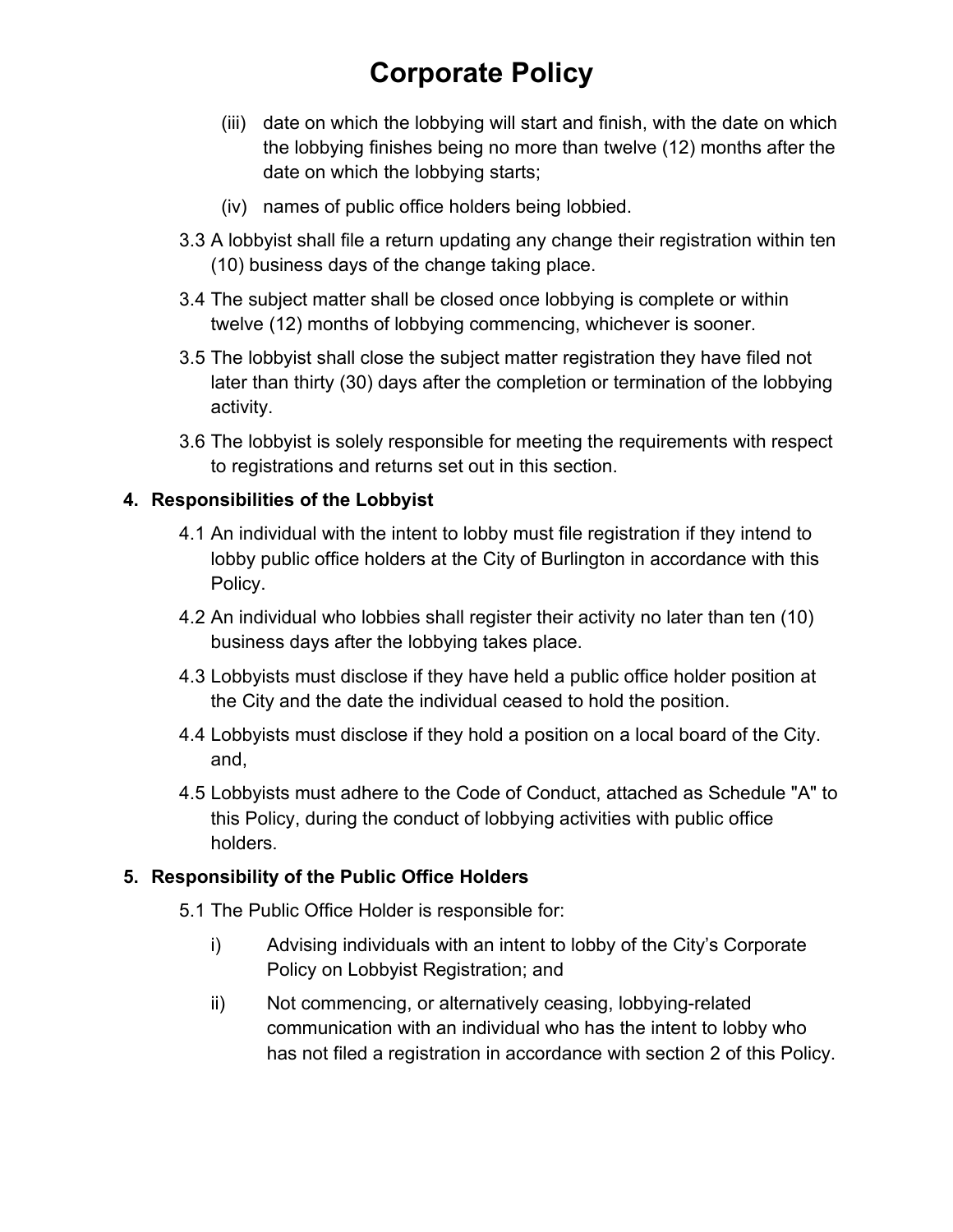(iii) date on which the lobbying will start and finish, with the date on which the lobbying finishes being no more than twelve (12) months after the date on which the lobbying starts;

(iv) names of public office holders being lobbied.

3.3 A lobbyist shall file a return updating any change their registration within ten (10) business days of the change taking place.

3.4 The subject matter shall be closed once lobbying is complete or within twelve (12) months of lobbying commencing, whichever is sooner.

3.5 The lobbyist shall close the subject matter registration they have filed not later than thirty (30) days after the completion or termination of the lobbying activity.

3.6 The lobbyist is solely responsible for meeting the requirements with respect to registrations and returns set out in this section.

## 4. Responsibilities of the Lobbyist

4.1 An individual with the intent to lobby must file registration if they intend to lobby public office holders at the City of Burlington in accordance with this Policy.

4.2 An individual who lobbies shall register their activity no later than ten (10) business days after the lobbying takes place.

4.3 Lobbyists must disclose if they have held a public office holder position at the City and the date the individual ceased to hold the position.

4.4 Lobbyists must disclose if they hold a position on a local board of the City. and,

4.5 Lobbyists must adhere to the Code of Conduct, attached as Schedule "A" to this Policy, during the conduct of lobbying activities with public office holders.

## 5. Responsibility of the Public Office Holders

5.1 The Public Office Holder is responsible for:

i) Advising individuals with an intent to lobby of the City's Corporate Policy on Lobbyist Registration; and

ii) Not commencing, or alternatively ceasing, lobbying-related communication with an individual who has the intent to lobby who has not filed a registration in accordance with section 2 of this Policy.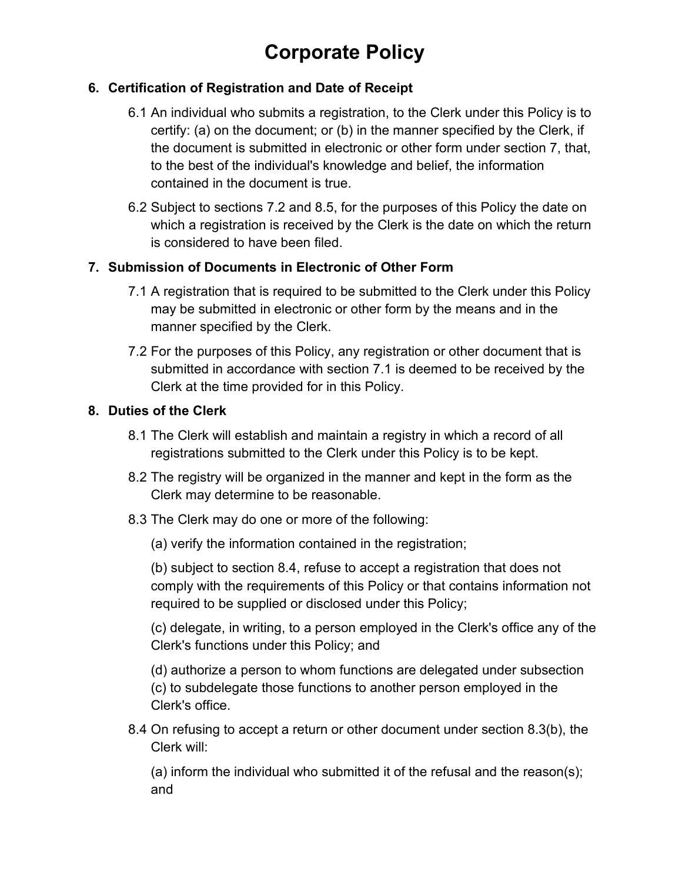# Corporate Policy

## 6. Certification of Registration and Date of Receipt

6.1 An individual who submits a registration, to the Clerk under this Policy is to certify: (a) on the document; or (b) in the manner specified by the Clerk, if the document is submitted in electronic or other form under section 7, that, to the best of the individual's knowledge and belief, the information contained in the document is true.

6.2 Subject to sections 7.2 and 8.5, for the purposes of this Policy the date on which a registration is received by the Clerk is the date on which the return is considered to have been filed.

## 7. Submission of Documents in Electronic of Other Form

7.1 A registration that is required to be submitted to the Clerk under this Policy may be submitted in electronic or other form by the means and in the manner specified by the Clerk.

7.2 For the purposes of this Policy, any registration or other document that is submitted in accordance with section 7.1 is deemed to be received by the Clerk at the time provided for in this Policy.

## 8. Duties of the Clerk

8.1 The Clerk will establish and maintain a registry in which a record of all registrations submitted to the Clerk under this Policy is to be kept.

8.2 The registry will be organized in the manner and kept in the form as the Clerk may determine to be reasonable.

8.3 The Clerk may do one or more of the following:

(a) verify the information contained in the registration;

(b) subject to section 8.4, refuse to accept a registration that does not comply with the requirements of this Policy or that contains information not required to be supplied or disclosed under this Policy;

(c) delegate, in writing, to a person employed in the Clerk's office any of the Clerk's functions under this Policy; and

(d) authorize a person to whom functions are delegated under subsection (c) to subdelegate those functions to another person employed in the Clerk's office.

8.4 On refusing to accept a return or other document under section 8.3(b), the Clerk will:

(a) inform the individual who submitted it of the refusal and the reason(s); and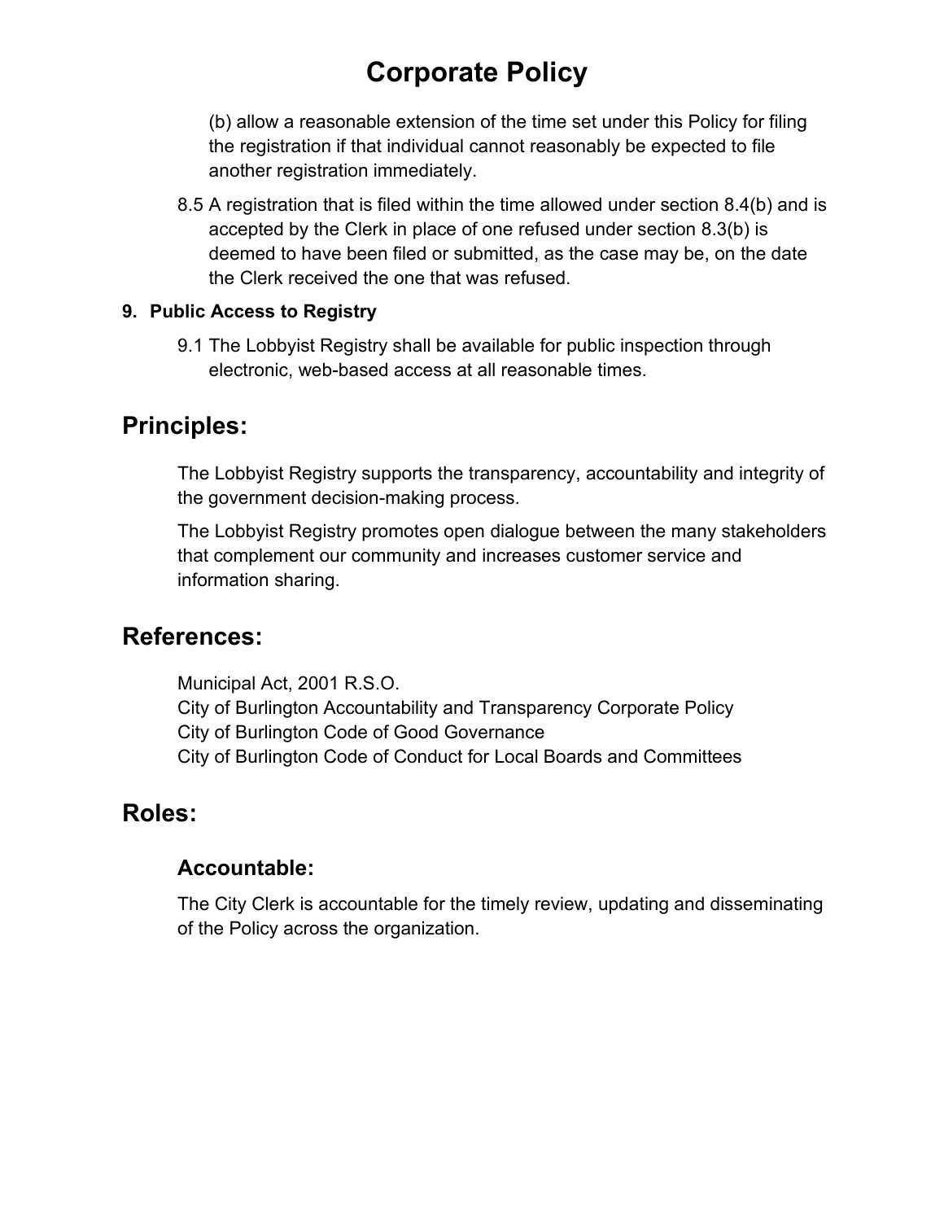(b) allow a reasonable extension of the time set under this Policy for filing the registration if that individual cannot reasonably be expected to file another registration immediately.

8.5 A registration that is filed within the time allowed under section 8.4(b) and is accepted by the Clerk in place of one refused under section 8.3(b) is deemed to have been filed or submitted, as the case may be, on the date the Clerk received the one that was refused.

**9. Public Access to Registry**

9.1 The Lobbyist Registry shall be available for public inspection through electronic, web-based access at all reasonable times.

## Principles:

The Lobbyist Registry supports the transparency, accountability and integrity of the government decision-making process.

The Lobbyist Registry promotes open dialogue between the many stakeholders that complement our community and increases customer service and information sharing.

## References:

Municipal Act, 2001 R.S.O.
City of Burlington Accountability and Transparency Corporate Policy
City of Burlington Code of Good Governance
City of Burlington Code of Conduct for Local Boards and Committees

## Roles:

### Accountable:

The City Clerk is accountable for the timely review, updating and disseminating of the Policy across the organization.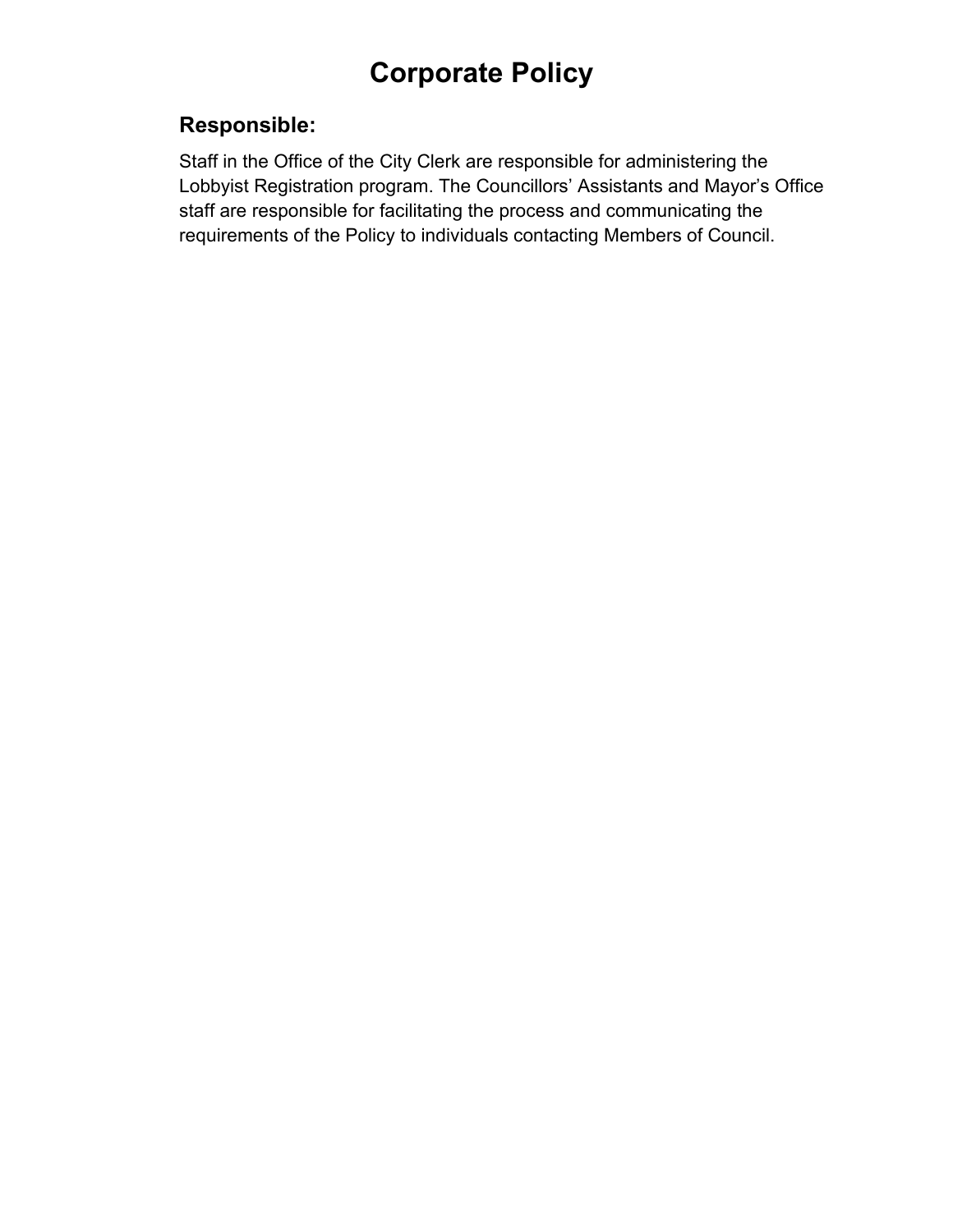# Corporate Policy

## Responsible:

Staff in the Office of the City Clerk are responsible for administering the Lobbyist Registration program. The Councillors' Assistants and Mayor's Office staff are responsible for facilitating the process and communicating the requirements of the Policy to individuals contacting Members of Council.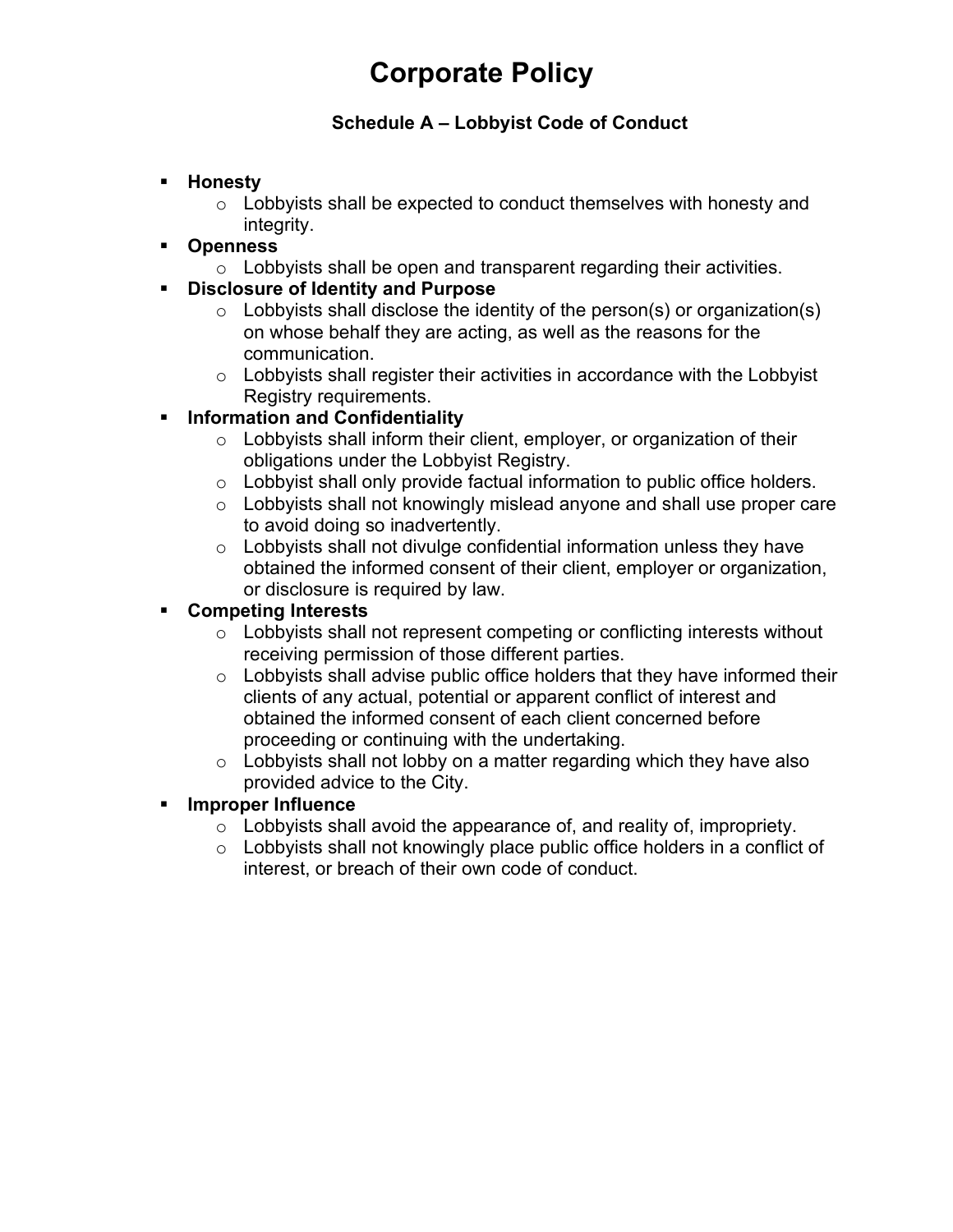# Corporate Policy

## Schedule A – Lobbyist Code of Conduct

- **Honesty**
  - Lobbyists shall be expected to conduct themselves with honesty and integrity.
- **Openness**
  - Lobbyists shall be open and transparent regarding their activities.
- **Disclosure of Identity and Purpose**
  - Lobbyists shall disclose the identity of the person(s) or organization(s) on whose behalf they are acting, as well as the reasons for the communication.
  - Lobbyists shall register their activities in accordance with the Lobbyist Registry requirements.
- **Information and Confidentiality**
  - Lobbyists shall inform their client, employer, or organization of their obligations under the Lobbyist Registry.
  - Lobbyist shall only provide factual information to public office holders.
  - Lobbyists shall not knowingly mislead anyone and shall use proper care to avoid doing so inadvertently.
  - Lobbyists shall not divulge confidential information unless they have obtained the informed consent of their client, employer or organization, or disclosure is required by law.
- **Competing Interests**
  - Lobbyists shall not represent competing or conflicting interests without receiving permission of those different parties.
  - Lobbyists shall advise public office holders that they have informed their clients of any actual, potential or apparent conflict of interest and obtained the informed consent of each client concerned before proceeding or continuing with the undertaking.
  - Lobbyists shall not lobby on a matter regarding which they have also provided advice to the City.
- **Improper Influence**
  - Lobbyists shall avoid the appearance of, and reality of, impropriety.
  - Lobbyists shall not knowingly place public office holders in a conflict of interest, or breach of their own code of conduct.